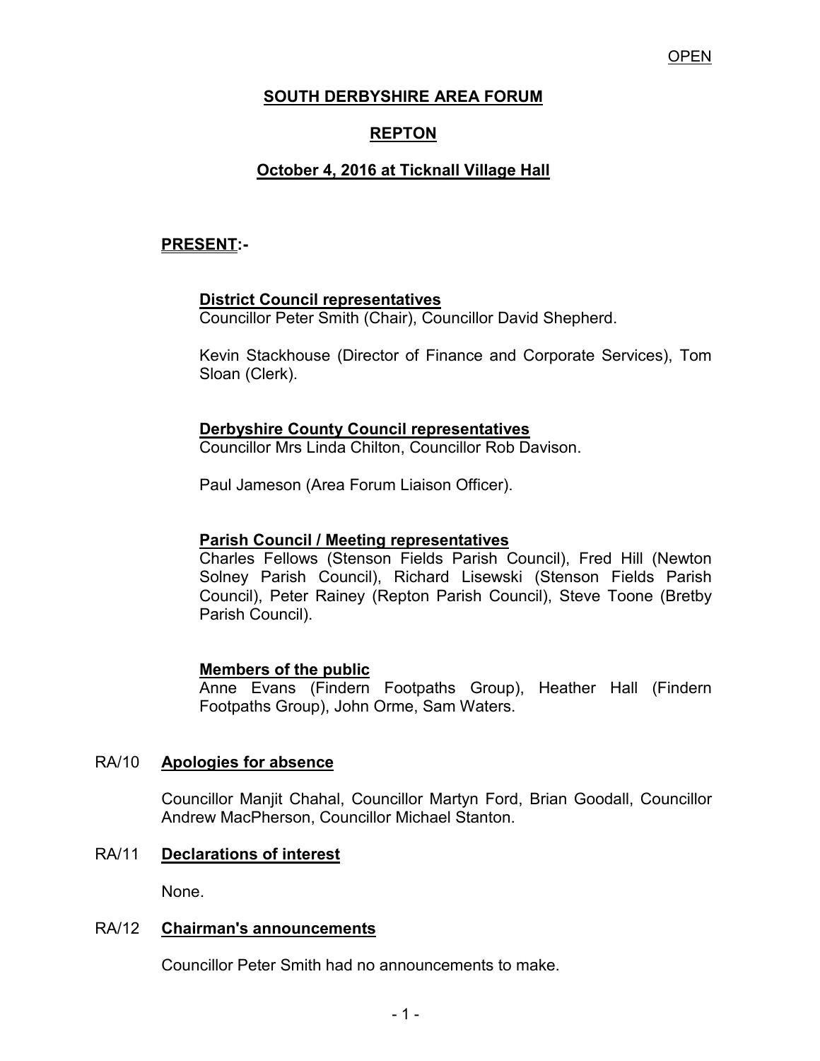OPEN

# SOUTH DERBYSHIRE AREA FORUM

## REPTON

## October 4, 2016 at Ticknall Village Hall

**PRESENT:-**

**District Council representatives**
Councillor Peter Smith (Chair), Councillor David Shepherd.

Kevin Stackhouse (Director of Finance and Corporate Services), Tom Sloan (Clerk).

**Derbyshire County Council representatives**
Councillor Mrs Linda Chilton, Councillor Rob Davison.

Paul Jameson (Area Forum Liaison Officer).

**Parish Council / Meeting representatives**
Charles Fellows (Stenson Fields Parish Council), Fred Hill (Newton Solney Parish Council), Richard Lisewski (Stenson Fields Parish Council), Peter Rainey (Repton Parish Council), Steve Toone (Bretby Parish Council).

**Members of the public**
Anne Evans (Findern Footpaths Group), Heather Hall (Findern Footpaths Group), John Orme, Sam Waters.

RA/10 **Apologies for absence**

Councillor Manjit Chahal, Councillor Martyn Ford, Brian Goodall, Councillor Andrew MacPherson, Councillor Michael Stanton.

RA/11 **Declarations of interest**

None.

RA/12 **Chairman's announcements**

Councillor Peter Smith had no announcements to make.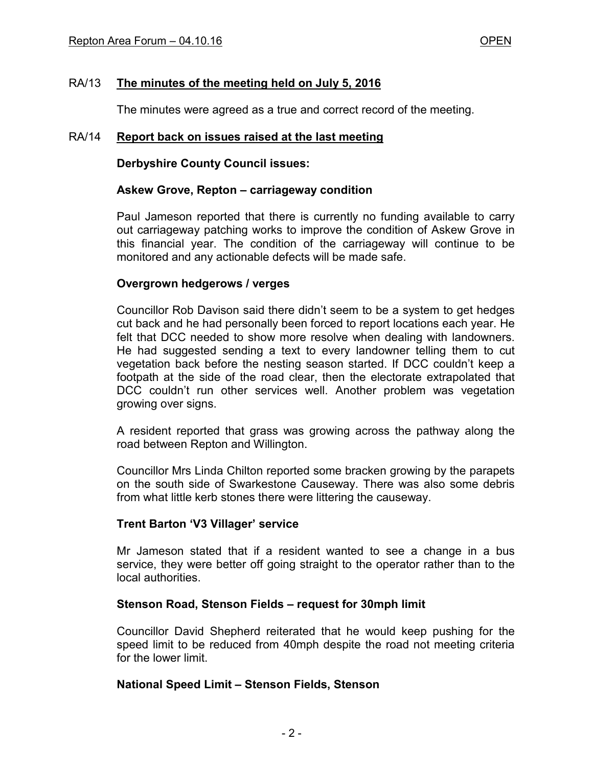## RA/13 **The minutes of the meeting held on July 5, 2016**

The minutes were agreed as a true and correct record of the meeting.

## RA/14 **Report back on issues raised at the last meeting**

**Derbyshire County Council issues:**

**Askew Grove, Repton – carriageway condition**

Paul Jameson reported that there is currently no funding available to carry out carriageway patching works to improve the condition of Askew Grove in this financial year. The condition of the carriageway will continue to be monitored and any actionable defects will be made safe.

**Overgrown hedgerows / verges**

Councillor Rob Davison said there didn't seem to be a system to get hedges cut back and he had personally been forced to report locations each year. He felt that DCC needed to show more resolve when dealing with landowners. He had suggested sending a text to every landowner telling them to cut vegetation back before the nesting season started. If DCC couldn't keep a footpath at the side of the road clear, then the electorate extrapolated that DCC couldn't run other services well. Another problem was vegetation growing over signs.

A resident reported that grass was growing across the pathway along the road between Repton and Willington.

Councillor Mrs Linda Chilton reported some bracken growing by the parapets on the south side of Swarkestone Causeway. There was also some debris from what little kerb stones there were littering the causeway.

**Trent Barton 'V3 Villager' service**

Mr Jameson stated that if a resident wanted to see a change in a bus service, they were better off going straight to the operator rather than to the local authorities.

**Stenson Road, Stenson Fields – request for 30mph limit**

Councillor David Shepherd reiterated that he would keep pushing for the speed limit to be reduced from 40mph despite the road not meeting criteria for the lower limit.

**National Speed Limit – Stenson Fields, Stenson**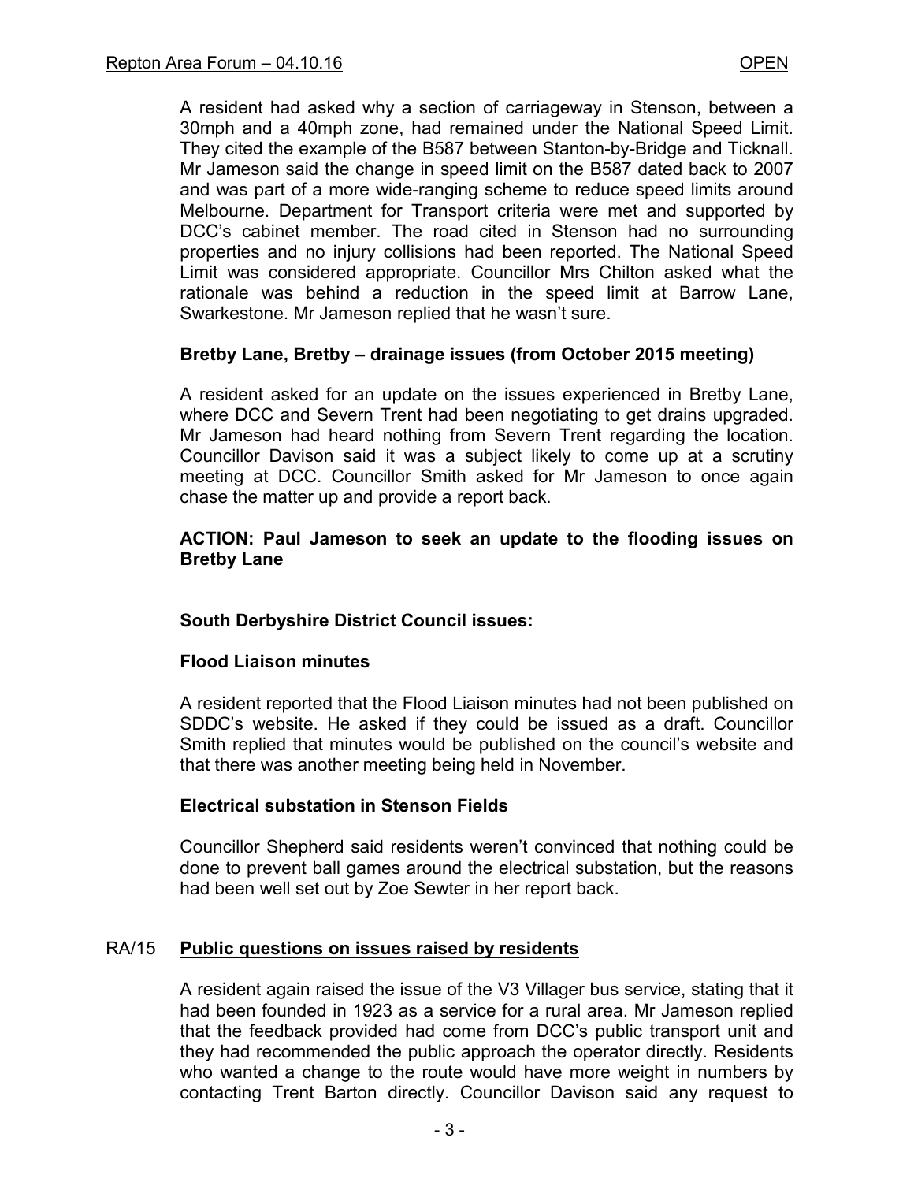A resident had asked why a section of carriageway in Stenson, between a 30mph and a 40mph zone, had remained under the National Speed Limit. They cited the example of the B587 between Stanton-by-Bridge and Ticknall. Mr Jameson said the change in speed limit on the B587 dated back to 2007 and was part of a more wide-ranging scheme to reduce speed limits around Melbourne. Department for Transport criteria were met and supported by DCC's cabinet member. The road cited in Stenson had no surrounding properties and no injury collisions had been reported. The National Speed Limit was considered appropriate. Councillor Mrs Chilton asked what the rationale was behind a reduction in the speed limit at Barrow Lane, Swarkestone. Mr Jameson replied that he wasn't sure.

**Bretby Lane, Bretby – drainage issues (from October 2015 meeting)**

A resident asked for an update on the issues experienced in Bretby Lane, where DCC and Severn Trent had been negotiating to get drains upgraded. Mr Jameson had heard nothing from Severn Trent regarding the location. Councillor Davison said it was a subject likely to come up at a scrutiny meeting at DCC. Councillor Smith asked for Mr Jameson to once again chase the matter up and provide a report back.

**ACTION: Paul Jameson to seek an update to the flooding issues on Bretby Lane**

**South Derbyshire District Council issues:**

**Flood Liaison minutes**

A resident reported that the Flood Liaison minutes had not been published on SDDC's website. He asked if they could be issued as a draft. Councillor Smith replied that minutes would be published on the council's website and that there was another meeting being held in November.

**Electrical substation in Stenson Fields**

Councillor Shepherd said residents weren't convinced that nothing could be done to prevent ball games around the electrical substation, but the reasons had been well set out by Zoe Sewter in her report back.

## RA/15 Public questions on issues raised by residents

A resident again raised the issue of the V3 Villager bus service, stating that it had been founded in 1923 as a service for a rural area. Mr Jameson replied that the feedback provided had come from DCC's public transport unit and they had recommended the public approach the operator directly. Residents who wanted a change to the route would have more weight in numbers by contacting Trent Barton directly. Councillor Davison said any request to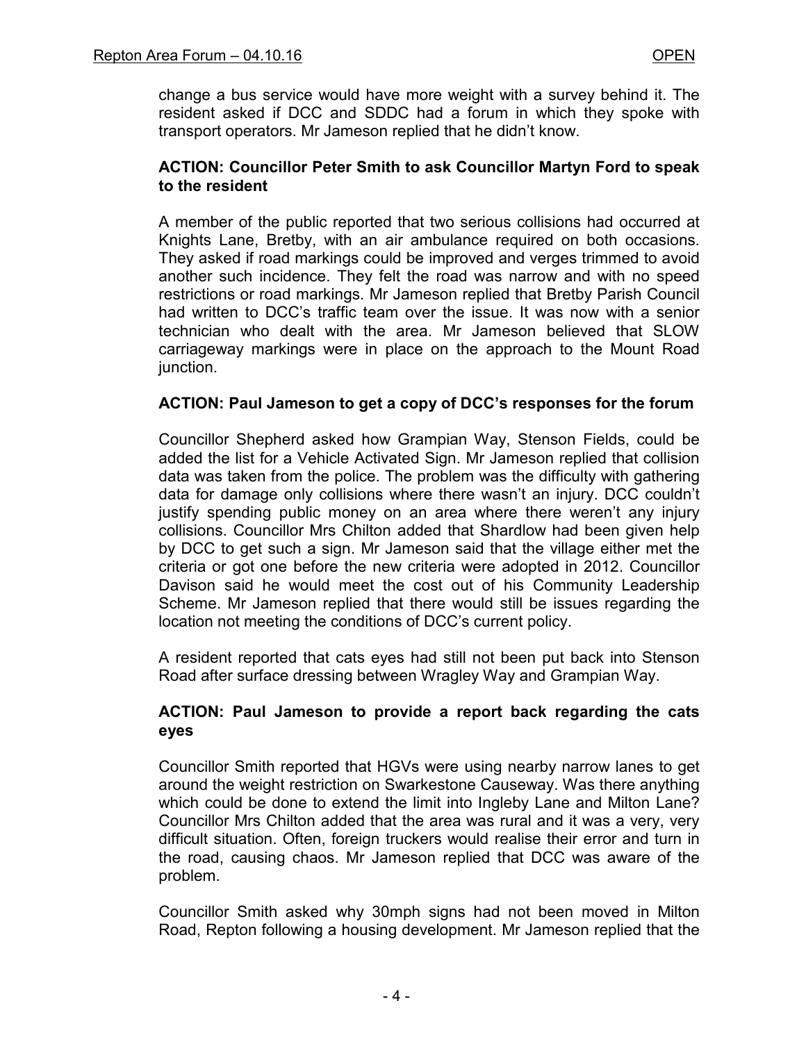change a bus service would have more weight with a survey behind it. The resident asked if DCC and SDDC had a forum in which they spoke with transport operators. Mr Jameson replied that he didn't know.

**ACTION: Councillor Peter Smith to ask Councillor Martyn Ford to speak to the resident**

A member of the public reported that two serious collisions had occurred at Knights Lane, Bretby, with an air ambulance required on both occasions. They asked if road markings could be improved and verges trimmed to avoid another such incidence. They felt the road was narrow and with no speed restrictions or road markings. Mr Jameson replied that Bretby Parish Council had written to DCC's traffic team over the issue. It was now with a senior technician who dealt with the area. Mr Jameson believed that SLOW carriageway markings were in place on the approach to the Mount Road junction.

**ACTION: Paul Jameson to get a copy of DCC's responses for the forum**

Councillor Shepherd asked how Grampian Way, Stenson Fields, could be added the list for a Vehicle Activated Sign. Mr Jameson replied that collision data was taken from the police. The problem was the difficulty with gathering data for damage only collisions where there wasn't an injury. DCC couldn't justify spending public money on an area where there weren't any injury collisions. Councillor Mrs Chilton added that Shardlow had been given help by DCC to get such a sign. Mr Jameson said that the village either met the criteria or got one before the new criteria were adopted in 2012. Councillor Davison said he would meet the cost out of his Community Leadership Scheme. Mr Jameson replied that there would still be issues regarding the location not meeting the conditions of DCC's current policy.

A resident reported that cats eyes had still not been put back into Stenson Road after surface dressing between Wragley Way and Grampian Way.

**ACTION: Paul Jameson to provide a report back regarding the cats eyes**

Councillor Smith reported that HGVs were using nearby narrow lanes to get around the weight restriction on Swarkestone Causeway. Was there anything which could be done to extend the limit into Ingleby Lane and Milton Lane? Councillor Mrs Chilton added that the area was rural and it was a very, very difficult situation. Often, foreign truckers would realise their error and turn in the road, causing chaos. Mr Jameson replied that DCC was aware of the problem.

Councillor Smith asked why 30mph signs had not been moved in Milton Road, Repton following a housing development. Mr Jameson replied that the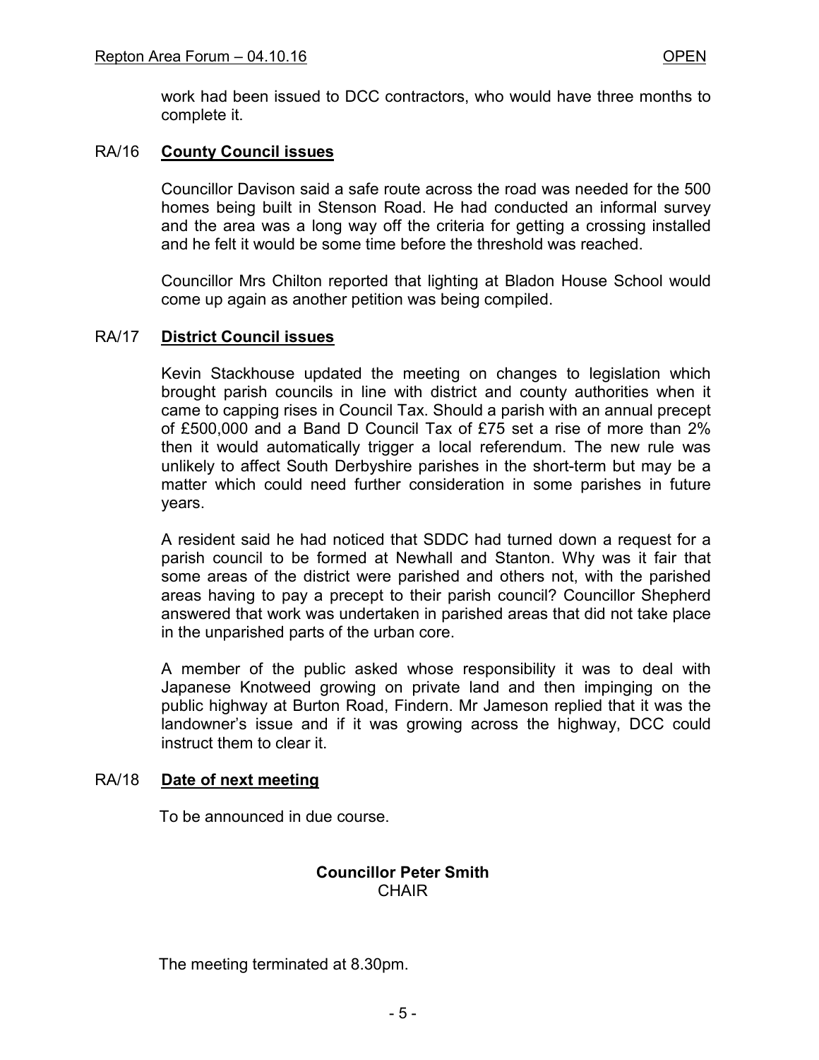work had been issued to DCC contractors, who would have three months to complete it.

## RA/16 **County Council issues**

Councillor Davison said a safe route across the road was needed for the 500 homes being built in Stenson Road. He had conducted an informal survey and the area was a long way off the criteria for getting a crossing installed and he felt it would be some time before the threshold was reached.

Councillor Mrs Chilton reported that lighting at Bladon House School would come up again as another petition was being compiled.

## RA/17 **District Council issues**

Kevin Stackhouse updated the meeting on changes to legislation which brought parish councils in line with district and county authorities when it came to capping rises in Council Tax. Should a parish with an annual precept of £500,000 and a Band D Council Tax of £75 set a rise of more than 2% then it would automatically trigger a local referendum. The new rule was unlikely to affect South Derbyshire parishes in the short-term but may be a matter which could need further consideration in some parishes in future years.

A resident said he had noticed that SDDC had turned down a request for a parish council to be formed at Newhall and Stanton. Why was it fair that some areas of the district were parished and others not, with the parished areas having to pay a precept to their parish council? Councillor Shepherd answered that work was undertaken in parished areas that did not take place in the unparished parts of the urban core.

A member of the public asked whose responsibility it was to deal with Japanese Knotweed growing on private land and then impinging on the public highway at Burton Road, Findern. Mr Jameson replied that it was the landowner's issue and if it was growing across the highway, DCC could instruct them to clear it.

## RA/18 **Date of next meeting**

To be announced in due course.

**Councillor Peter Smith**
CHAIR

The meeting terminated at 8.30pm.